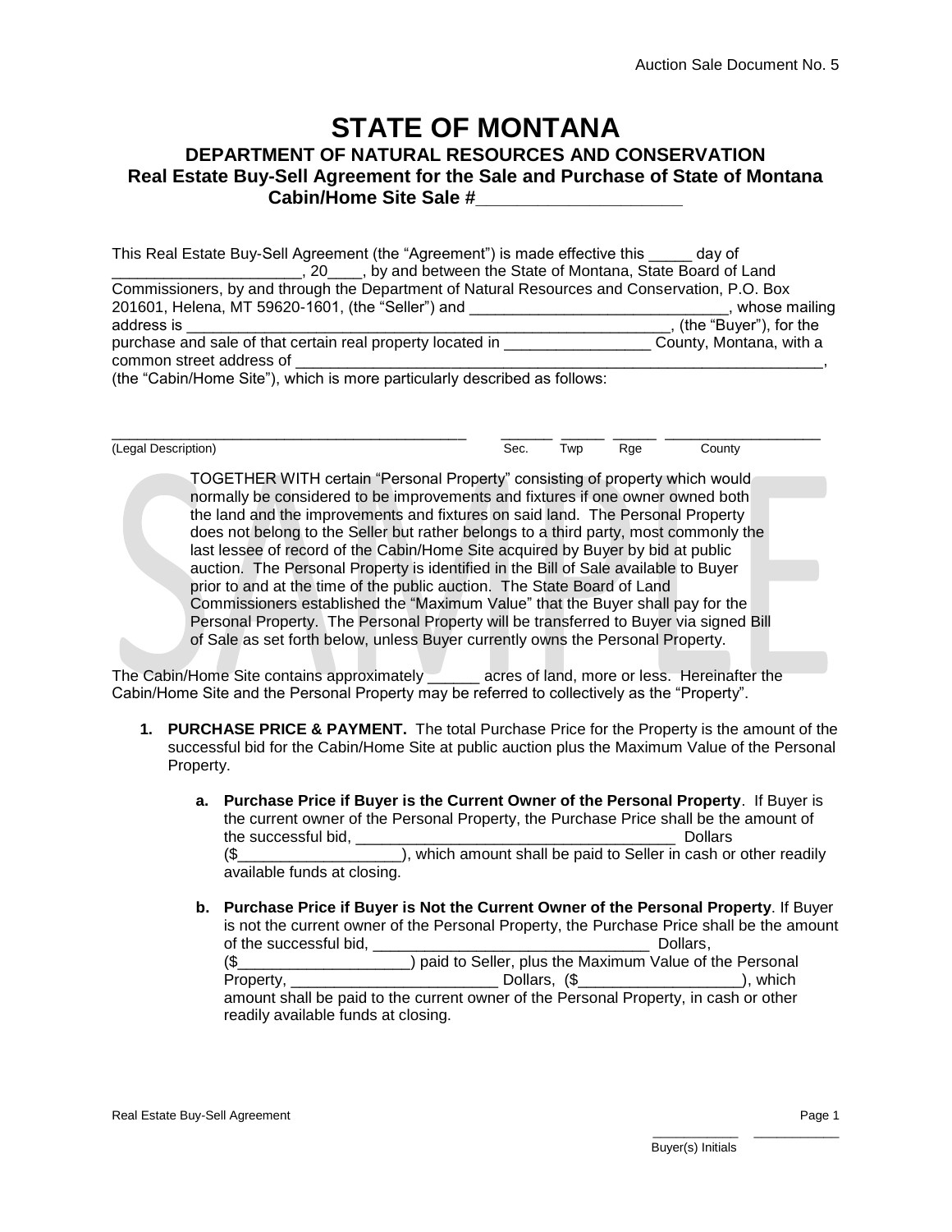Auction Sale Document No. 5

# STATE OF MONTANA

## DEPARTMENT OF NATURAL RESOURCES AND CONSERVATION

### Real Estate Buy-Sell Agreement for the Sale and Purchase of State of Montana Cabin/Home Site Sale #____________________

This Real Estate Buy-Sell Agreement (the "Agreement") is made effective this _____ day of ______________________, 20____, by and between the State of Montana, State Board of Land Commissioners, by and through the Department of Natural Resources and Conservation, P.O. Box 201601, Helena, MT 59620-1601, (the "Seller") and ______________________________, whose mailing address is __________________________________________________________, (the "Buyer"), for the purchase and sale of that certain real property located in _________________ County, Montana, with a common street address of _________________________________________________________________, (the "Cabin/Home Site"), which is more particularly described as follows:

| ____________________________________________ | ______ | _____ | _____ | __________________ |
|---|---|---|---|---|
| (Legal Description) | Sec. | Twp | Rge | County |

> TOGETHER WITH certain "Personal Property" consisting of property which would normally be considered to be improvements and fixtures if one owner owned both the land and the improvements and fixtures on said land. The Personal Property does not belong to the Seller but rather belongs to a third party, most commonly the last lessee of record of the Cabin/Home Site acquired by Buyer by bid at public auction. The Personal Property is identified in the Bill of Sale available to Buyer prior to and at the time of the public auction. The State Board of Land Commissioners established the "Maximum Value" that the Buyer shall pay for the Personal Property. The Personal Property will be transferred to Buyer via signed Bill of Sale as set forth below, unless Buyer currently owns the Personal Property.

The Cabin/Home Site contains approximately ______ acres of land, more or less. Hereinafter the Cabin/Home Site and the Personal Property may be referred to collectively as the "Property".

1. **PURCHASE PRICE & PAYMENT.** The total Purchase Price for the Property is the amount of the successful bid for the Cabin/Home Site at public auction plus the Maximum Value of the Personal Property.

    a. **Purchase Price if Buyer is the Current Owner of the Personal Property**. If Buyer is the current owner of the Personal Property, the Purchase Price shall be the amount of the successful bid, ______________________________________ Dollars ($___________________), which amount shall be paid to Seller in cash or other readily available funds at closing.

    b. **Purchase Price if Buyer is Not the Current Owner of the Personal Property**. If Buyer is not the current owner of the Personal Property, the Purchase Price shall be the amount of the successful bid, ________________________________ Dollars, ($____________________) paid to Seller, plus the Maximum Value of the Personal Property, ________________________ Dollars, ($___________________), which amount shall be paid to the current owner of the Personal Property, in cash or other readily available funds at closing.

___________ ___________
Buyer(s) Initials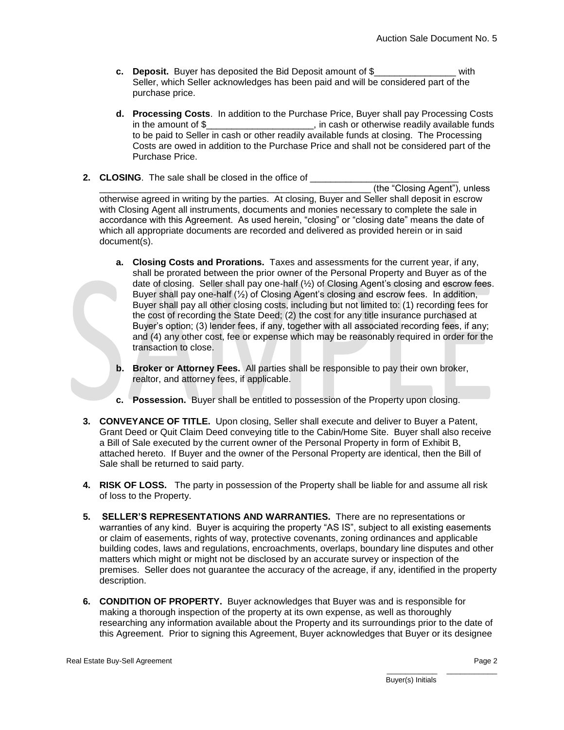c. **Deposit.** Buyer has deposited the Bid Deposit amount of $________________ with Seller, which Seller acknowledges has been paid and will be considered part of the purchase price.

d. **Processing Costs**. In addition to the Purchase Price, Buyer shall pay Processing Costs in the amount of $_____________________, in cash or otherwise readily available funds to be paid to Seller in cash or other readily available funds at closing. The Processing Costs are owed in addition to the Purchase Price and shall not be considered part of the Purchase Price.

2. **CLOSING**. The sale shall be closed in the office of ____________________________ ________________________________________________________ (the "Closing Agent"), unless otherwise agreed in writing by the parties. At closing, Buyer and Seller shall deposit in escrow with Closing Agent all instruments, documents and monies necessary to complete the sale in accordance with this Agreement. As used herein, "closing" or "closing date" means the date of which all appropriate documents are recorded and delivered as provided herein or in said document(s).

   a. **Closing Costs and Prorations.** Taxes and assessments for the current year, if any, shall be prorated between the prior owner of the Personal Property and Buyer as of the date of closing. Seller shall pay one-half (½) of Closing Agent's closing and escrow fees. Buyer shall pay one-half (½) of Closing Agent's closing and escrow fees. In addition, Buyer shall pay all other closing costs, including but not limited to: (1) recording fees for the cost of recording the State Deed; (2) the cost for any title insurance purchased at Buyer's option; (3) lender fees, if any, together with all associated recording fees, if any; and (4) any other cost, fee or expense which may be reasonably required in order for the transaction to close.

   b. **Broker or Attorney Fees.** All parties shall be responsible to pay their own broker, realtor, and attorney fees, if applicable.

   c. **Possession.** Buyer shall be entitled to possession of the Property upon closing.

3. **CONVEYANCE OF TITLE.** Upon closing, Seller shall execute and deliver to Buyer a Patent, Grant Deed or Quit Claim Deed conveying title to the Cabin/Home Site. Buyer shall also receive a Bill of Sale executed by the current owner of the Personal Property in form of Exhibit B, attached hereto. If Buyer and the owner of the Personal Property are identical, then the Bill of Sale shall be returned to said party.

4. **RISK OF LOSS.** The party in possession of the Property shall be liable for and assume all risk of loss to the Property.

5. **SELLER'S REPRESENTATIONS AND WARRANTIES.** There are no representations or warranties of any kind. Buyer is acquiring the property "AS IS", subject to all existing easements or claim of easements, rights of way, protective covenants, zoning ordinances and applicable building codes, laws and regulations, encroachments, overlaps, boundary line disputes and other matters which might or might not be disclosed by an accurate survey or inspection of the premises. Seller does not guarantee the accuracy of the acreage, if any, identified in the property description.

6. **CONDITION OF PROPERTY.** Buyer acknowledges that Buyer was and is responsible for making a thorough inspection of the property at its own expense, as well as thoroughly researching any information available about the Property and its surroundings prior to the date of this Agreement. Prior to signing this Agreement, Buyer acknowledges that Buyer or its designee

___________ ___________
Buyer(s) Initials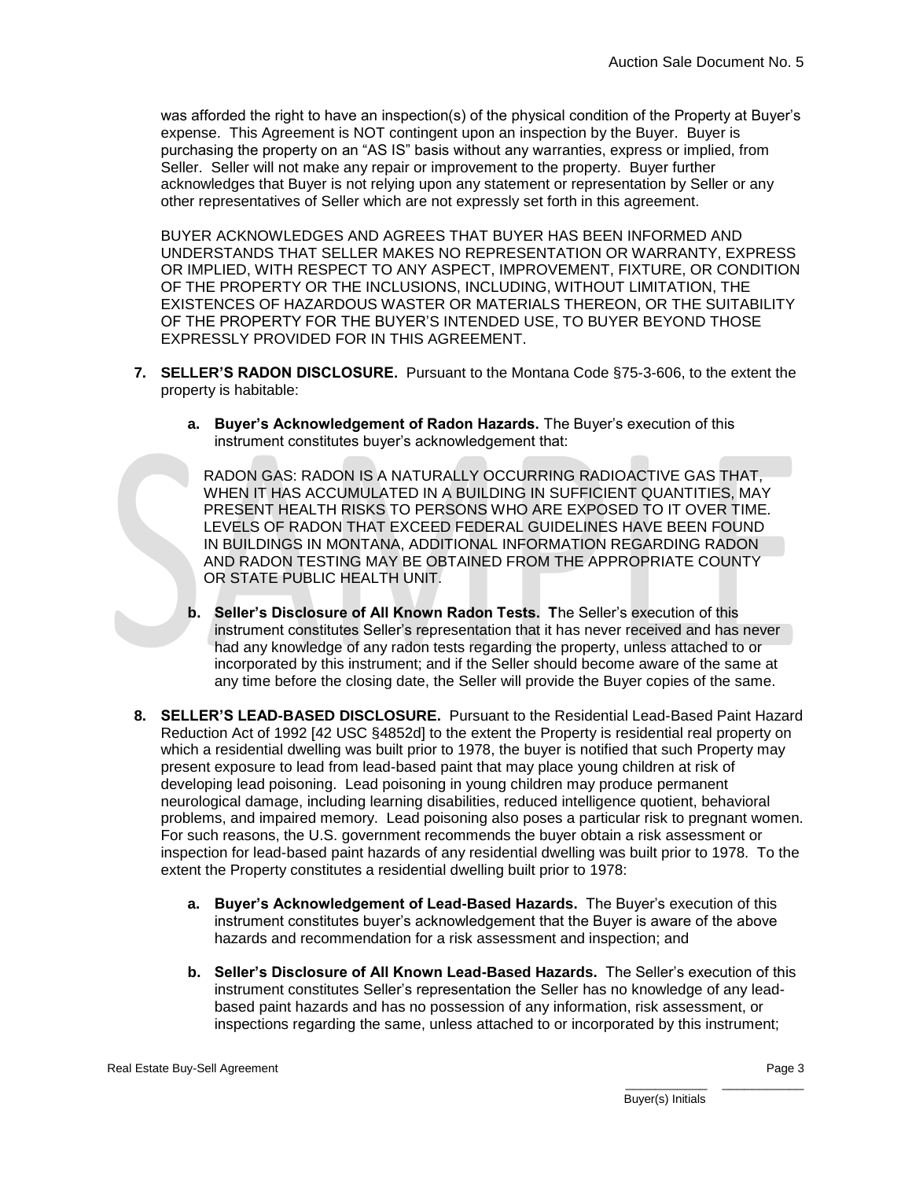was afforded the right to have an inspection(s) of the physical condition of the Property at Buyer's expense. This Agreement is NOT contingent upon an inspection by the Buyer. Buyer is purchasing the property on an "AS IS" basis without any warranties, express or implied, from Seller. Seller will not make any repair or improvement to the property. Buyer further acknowledges that Buyer is not relying upon any statement or representation by Seller or any other representatives of Seller which are not expressly set forth in this agreement.

BUYER ACKNOWLEDGES AND AGREES THAT BUYER HAS BEEN INFORMED AND UNDERSTANDS THAT SELLER MAKES NO REPRESENTATION OR WARRANTY, EXPRESS OR IMPLIED, WITH RESPECT TO ANY ASPECT, IMPROVEMENT, FIXTURE, OR CONDITION OF THE PROPERTY OR THE INCLUSIONS, INCLUDING, WITHOUT LIMITATION, THE EXISTENCES OF HAZARDOUS WASTER OR MATERIALS THEREON, OR THE SUITABILITY OF THE PROPERTY FOR THE BUYER'S INTENDED USE, TO BUYER BEYOND THOSE EXPRESSLY PROVIDED FOR IN THIS AGREEMENT.

7. **SELLER'S RADON DISCLOSURE.** Pursuant to the Montana Code §75-3-606, to the extent the property is habitable:

   a. **Buyer's Acknowledgement of Radon Hazards.** The Buyer's execution of this instrument constitutes buyer's acknowledgement that:

   RADON GAS: RADON IS A NATURALLY OCCURRING RADIOACTIVE GAS THAT, WHEN IT HAS ACCUMULATED IN A BUILDING IN SUFFICIENT QUANTITIES, MAY PRESENT HEALTH RISKS TO PERSONS WHO ARE EXPOSED TO IT OVER TIME. LEVELS OF RADON THAT EXCEED FEDERAL GUIDELINES HAVE BEEN FOUND IN BUILDINGS IN MONTANA, ADDITIONAL INFORMATION REGARDING RADON AND RADON TESTING MAY BE OBTAINED FROM THE APPROPRIATE COUNTY OR STATE PUBLIC HEALTH UNIT.

   b. **Seller's Disclosure of All Known Radon Tests. T**he Seller's execution of this instrument constitutes Seller's representation that it has never received and has never had any knowledge of any radon tests regarding the property, unless attached to or incorporated by this instrument; and if the Seller should become aware of the same at any time before the closing date, the Seller will provide the Buyer copies of the same.

8. **SELLER'S LEAD-BASED DISCLOSURE.** Pursuant to the Residential Lead-Based Paint Hazard Reduction Act of 1992 [42 USC §4852d] to the extent the Property is residential real property on which a residential dwelling was built prior to 1978, the buyer is notified that such Property may present exposure to lead from lead-based paint that may place young children at risk of developing lead poisoning. Lead poisoning in young children may produce permanent neurological damage, including learning disabilities, reduced intelligence quotient, behavioral problems, and impaired memory. Lead poisoning also poses a particular risk to pregnant women. For such reasons, the U.S. government recommends the buyer obtain a risk assessment or inspection for lead-based paint hazards of any residential dwelling was built prior to 1978. To the extent the Property constitutes a residential dwelling built prior to 1978:

   a. **Buyer's Acknowledgement of Lead-Based Hazards.** The Buyer's execution of this instrument constitutes buyer's acknowledgement that the Buyer is aware of the above hazards and recommendation for a risk assessment and inspection; and

   b. **Seller's Disclosure of All Known Lead-Based Hazards.** The Seller's execution of this instrument constitutes Seller's representation the Seller has no knowledge of any lead-based paint hazards and has no possession of any information, risk assessment, or inspections regarding the same, unless attached to or incorporated by this instrument;

\_\_\_\_\_\_\_\_\_\_\_\_ \_\_\_\_\_\_\_\_\_\_\_\_
Buyer(s) Initials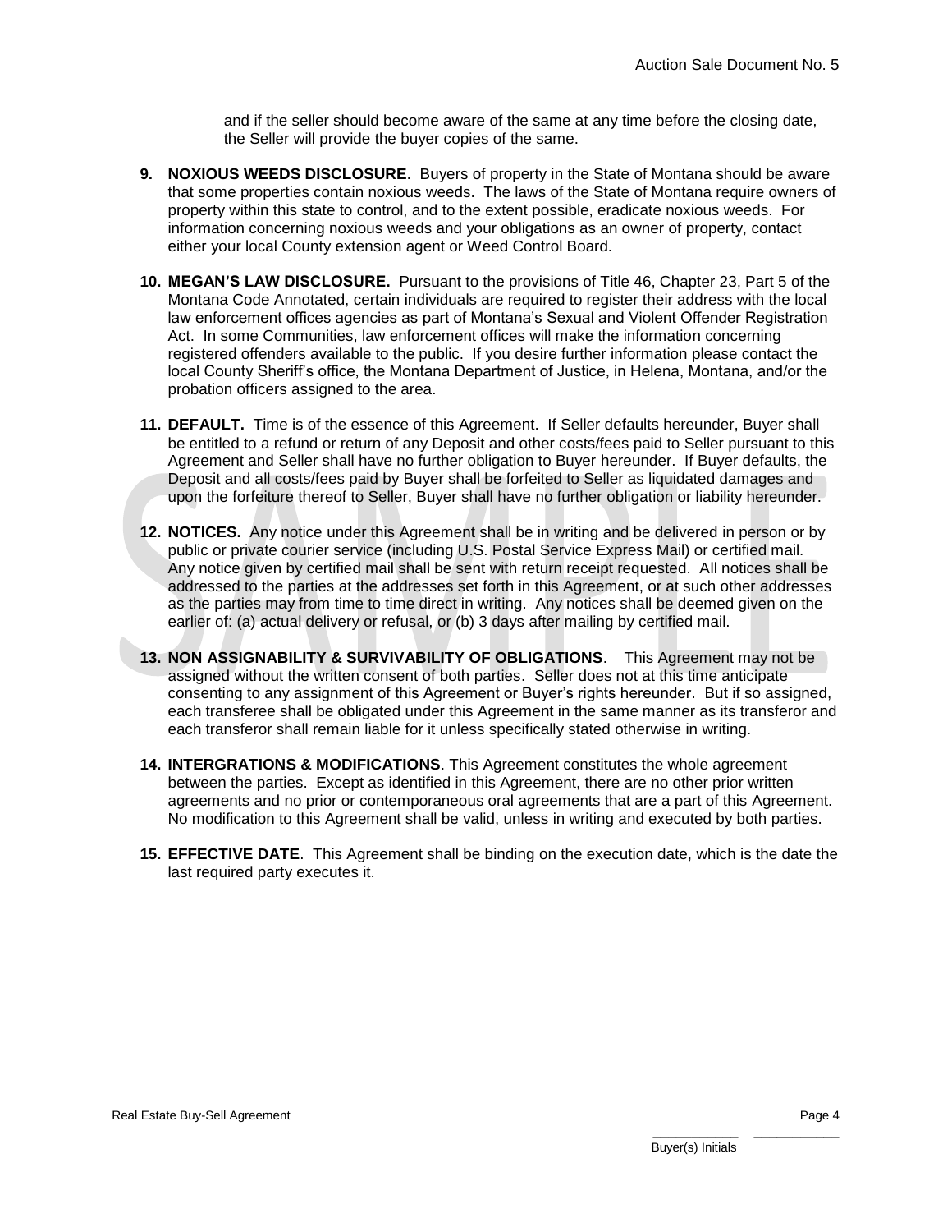and if the seller should become aware of the same at any time before the closing date, the Seller will provide the buyer copies of the same.

9. **NOXIOUS WEEDS DISCLOSURE.** Buyers of property in the State of Montana should be aware that some properties contain noxious weeds. The laws of the State of Montana require owners of property within this state to control, and to the extent possible, eradicate noxious weeds. For information concerning noxious weeds and your obligations as an owner of property, contact either your local County extension agent or Weed Control Board.

10. **MEGAN'S LAW DISCLOSURE.** Pursuant to the provisions of Title 46, Chapter 23, Part 5 of the Montana Code Annotated, certain individuals are required to register their address with the local law enforcement offices agencies as part of Montana's Sexual and Violent Offender Registration Act. In some Communities, law enforcement offices will make the information concerning registered offenders available to the public. If you desire further information please contact the local County Sheriff's office, the Montana Department of Justice, in Helena, Montana, and/or the probation officers assigned to the area.

11. **DEFAULT.** Time is of the essence of this Agreement. If Seller defaults hereunder, Buyer shall be entitled to a refund or return of any Deposit and other costs/fees paid to Seller pursuant to this Agreement and Seller shall have no further obligation to Buyer hereunder. If Buyer defaults, the Deposit and all costs/fees paid by Buyer shall be forfeited to Seller as liquidated damages and upon the forfeiture thereof to Seller, Buyer shall have no further obligation or liability hereunder.

12. **NOTICES.** Any notice under this Agreement shall be in writing and be delivered in person or by public or private courier service (including U.S. Postal Service Express Mail) or certified mail. Any notice given by certified mail shall be sent with return receipt requested. All notices shall be addressed to the parties at the addresses set forth in this Agreement, or at such other addresses as the parties may from time to time direct in writing. Any notices shall be deemed given on the earlier of: (a) actual delivery or refusal, or (b) 3 days after mailing by certified mail.

13. **NON ASSIGNABILITY & SURVIVABILITY OF OBLIGATIONS**. This Agreement may not be assigned without the written consent of both parties. Seller does not at this time anticipate consenting to any assignment of this Agreement or Buyer's rights hereunder. But if so assigned, each transferee shall be obligated under this Agreement in the same manner as its transferor and each transferor shall remain liable for it unless specifically stated otherwise in writing.

14. **INTERGRATIONS & MODIFICATIONS**. This Agreement constitutes the whole agreement between the parties. Except as identified in this Agreement, there are no other prior written agreements and no prior or contemporaneous oral agreements that are a part of this Agreement. No modification to this Agreement shall be valid, unless in writing and executed by both parties.

15. **EFFECTIVE DATE**. This Agreement shall be binding on the execution date, which is the date the last required party executes it.

\_\_\_\_\_\_\_\_\_\_\_\_ \_\_\_\_\_\_\_\_\_\_\_\_
Buyer(s) Initials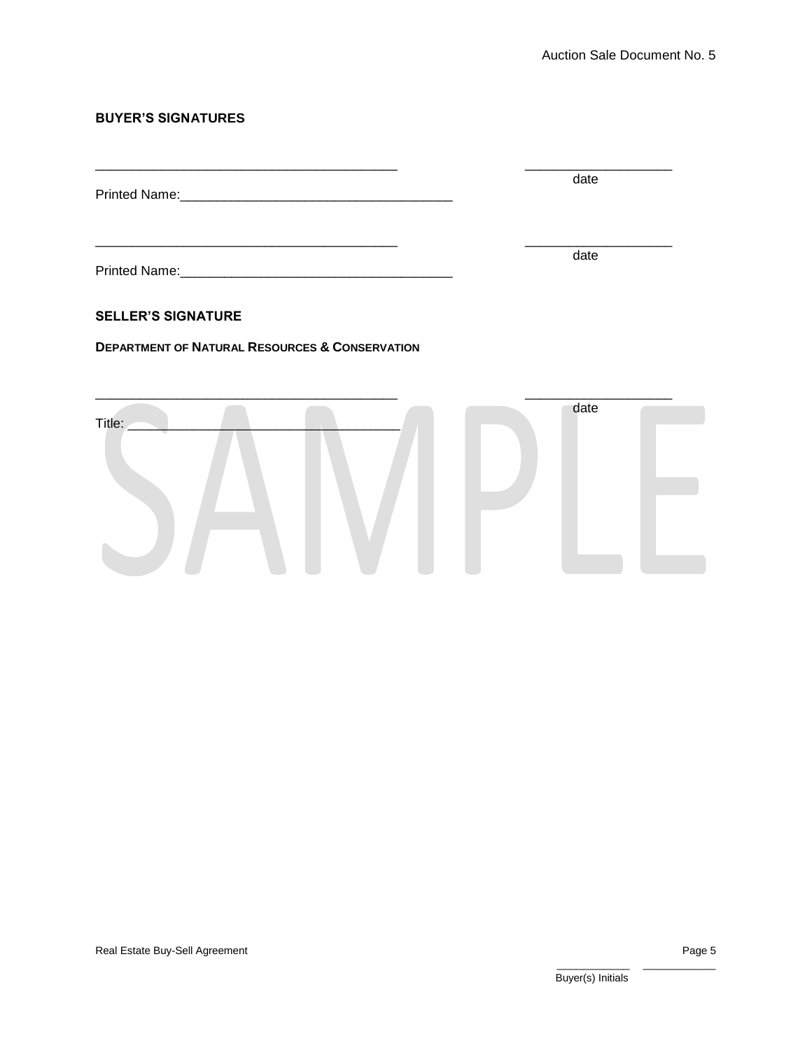**BUYER'S SIGNATURES**

\_\_\_\_\_\_\_\_\_\_\_\_\_\_\_\_\_\_\_\_\_\_\_\_\_\_\_\_\_\_\_\_\_\_\_\_\_\_\_\_ \_\_\_\_\_\_\_\_\_\_\_\_\_\_\_\_\_\_\_\_
date

Printed Name:\_\_\_\_\_\_\_\_\_\_\_\_\_\_\_\_\_\_\_\_\_\_\_\_\_\_\_\_\_\_\_\_\_\_\_\_\_

\_\_\_\_\_\_\_\_\_\_\_\_\_\_\_\_\_\_\_\_\_\_\_\_\_\_\_\_\_\_\_\_\_\_\_\_\_\_\_\_ \_\_\_\_\_\_\_\_\_\_\_\_\_\_\_\_\_\_\_\_
date

Printed Name:\_\_\_\_\_\_\_\_\_\_\_\_\_\_\_\_\_\_\_\_\_\_\_\_\_\_\_\_\_\_\_\_\_\_\_\_\_

**SELLER'S SIGNATURE**

**DEPARTMENT OF NATURAL RESOURCES & CONSERVATION**

\_\_\_\_\_\_\_\_\_\_\_\_\_\_\_\_\_\_\_\_\_\_\_\_\_\_\_\_\_\_\_\_\_\_\_\_\_\_\_\_ \_\_\_\_\_\_\_\_\_\_\_\_\_\_\_\_\_\_\_\_
date

Title: \_\_\_\_\_\_\_\_\_\_\_\_\_\_\_\_\_\_\_\_\_\_\_\_\_\_\_\_\_\_\_\_\_\_\_\_\_

SAMPLE

\_\_\_\_\_\_\_\_\_\_\_\_ \_\_\_\_\_\_\_\_\_\_\_\_
Buyer(s) Initials